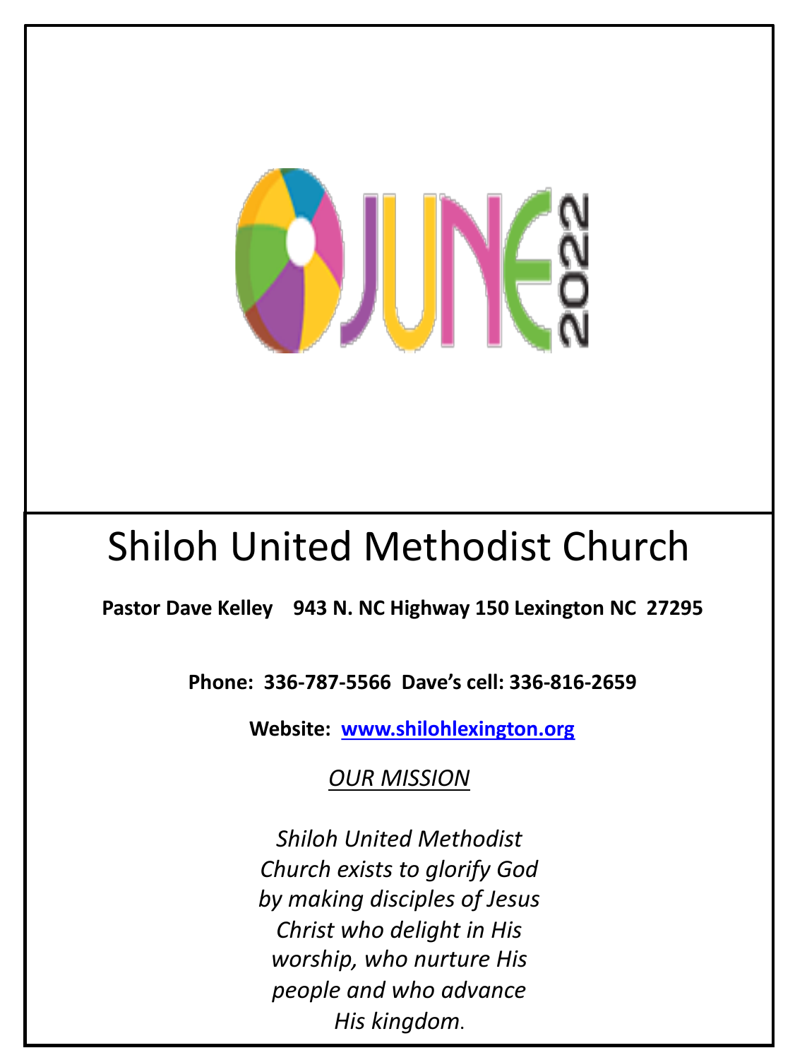JUNE 2022

# Shiloh United Methodist Church

**Pastor Dave Kelley    943 N. NC Highway 150 Lexington NC  27295**

**Phone:  336-787-5566  Dave's cell: 336-816-2659**

**Website:  [www.shilohlexington.org](http://www.shilohlexington.org)**

*OUR MISSION*

*Shiloh United Methodist Church exists to glorify God by making disciples of Jesus Christ who delight in His worship, who nurture His people and who advance His kingdom.*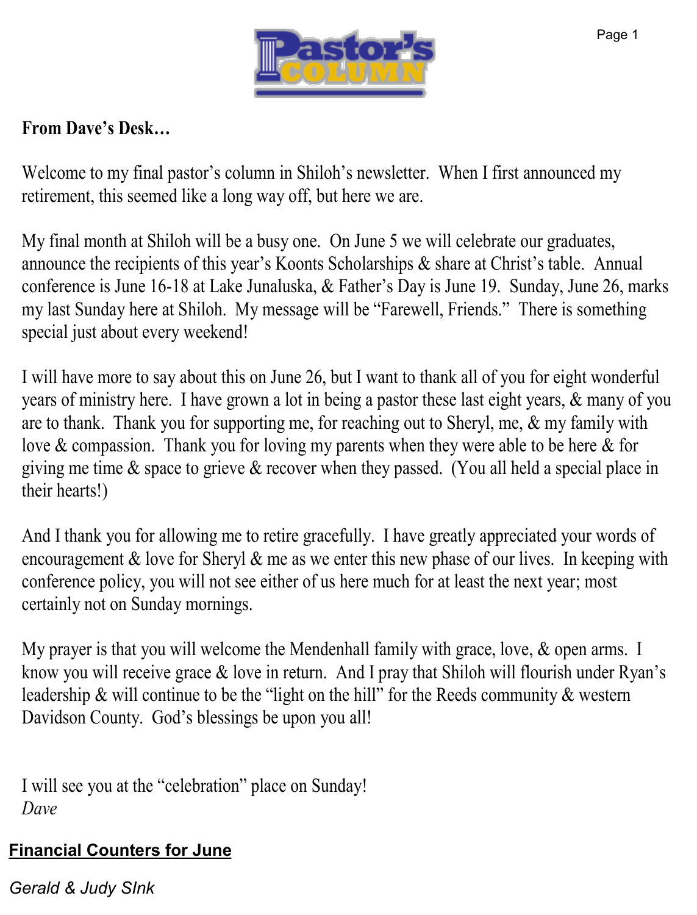# Pastor's Column

**From Dave's Desk…**

Welcome to my final pastor's column in Shiloh's newsletter. When I first announced my retirement, this seemed like a long way off, but here we are.

My final month at Shiloh will be a busy one. On June 5 we will celebrate our graduates, announce the recipients of this year's Koonts Scholarships & share at Christ's table. Annual conference is June 16-18 at Lake Junaluska, & Father's Day is June 19. Sunday, June 26, marks my last Sunday here at Shiloh. My message will be "Farewell, Friends." There is something special just about every weekend!

I will have more to say about this on June 26, but I want to thank all of you for eight wonderful years of ministry here. I have grown a lot in being a pastor these last eight years, & many of you are to thank. Thank you for supporting me, for reaching out to Sheryl, me, & my family with love & compassion. Thank you for loving my parents when they were able to be here & for giving me time & space to grieve & recover when they passed. (You all held a special place in their hearts!)

And I thank you for allowing me to retire gracefully. I have greatly appreciated your words of encouragement & love for Sheryl & me as we enter this new phase of our lives. In keeping with conference policy, you will not see either of us here much for at least the next year; most certainly not on Sunday mornings.

My prayer is that you will welcome the Mendenhall family with grace, love, & open arms. I know you will receive grace & love in return. And I pray that Shiloh will flourish under Ryan's leadership & will continue to be the "light on the hill" for the Reeds community & western Davidson County. God's blessings be upon you all!

I will see you at the "celebration" place on Sunday!
*Dave*

## Financial Counters for June

*Gerald & Judy SInk*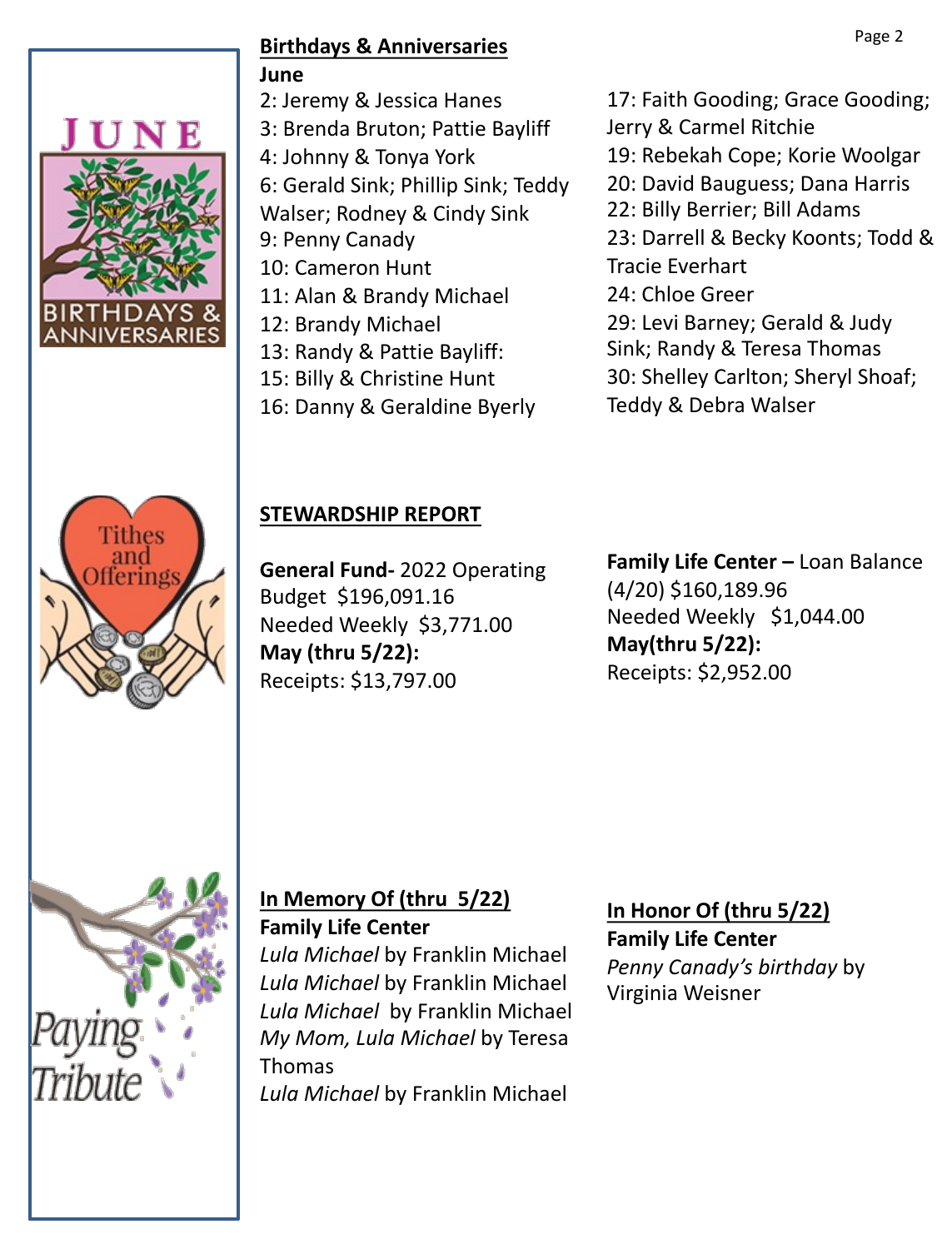## Birthdays & Anniversaries

**June**

2: Jeremy & Jessica Hanes
3: Brenda Bruton; Pattie Bayliff
4: Johnny & Tonya York
6: Gerald Sink; Phillip Sink; Teddy Walser; Rodney & Cindy Sink
9: Penny Canady
10: Cameron Hunt
11: Alan & Brandy Michael
12: Brandy Michael
13: Randy & Pattie Bayliff:
15: Billy & Christine Hunt
16: Danny & Geraldine Byerly
17: Faith Gooding; Grace Gooding; Jerry & Carmel Ritchie
19: Rebekah Cope; Korie Woolgar
20: David Bauguess; Dana Harris
22: Billy Berrier; Bill Adams
23: Darrell & Becky Koonts; Todd & Tracie Everhart
24: Chloe Greer
29: Levi Barney; Gerald & Judy Sink; Randy & Teresa Thomas
30: Shelley Carlton; Sheryl Shoaf; Teddy & Debra Walser

## STEWARDSHIP REPORT

**General Fund-** 2022 Operating Budget $196,091.16
Needed Weekly $3,771.00
**May (thru 5/22):**
Receipts: $13,797.00

**Family Life Center –** Loan Balance (4/20) $160,189.96
Needed Weekly $1,044.00
**May(thru 5/22):**
Receipts: $2,952.00

## In Memory Of (thru 5/22)

**Family Life Center**

*Lula Michael* by Franklin Michael
*Lula Michael* by Franklin Michael
*Lula Michael* by Franklin Michael
*My Mom, Lula Michael* by Teresa Thomas
*Lula Michael* by Franklin Michael

## In Honor Of (thru 5/22)

**Family Life Center**

*Penny Canady's birthday* by Virginia Weisner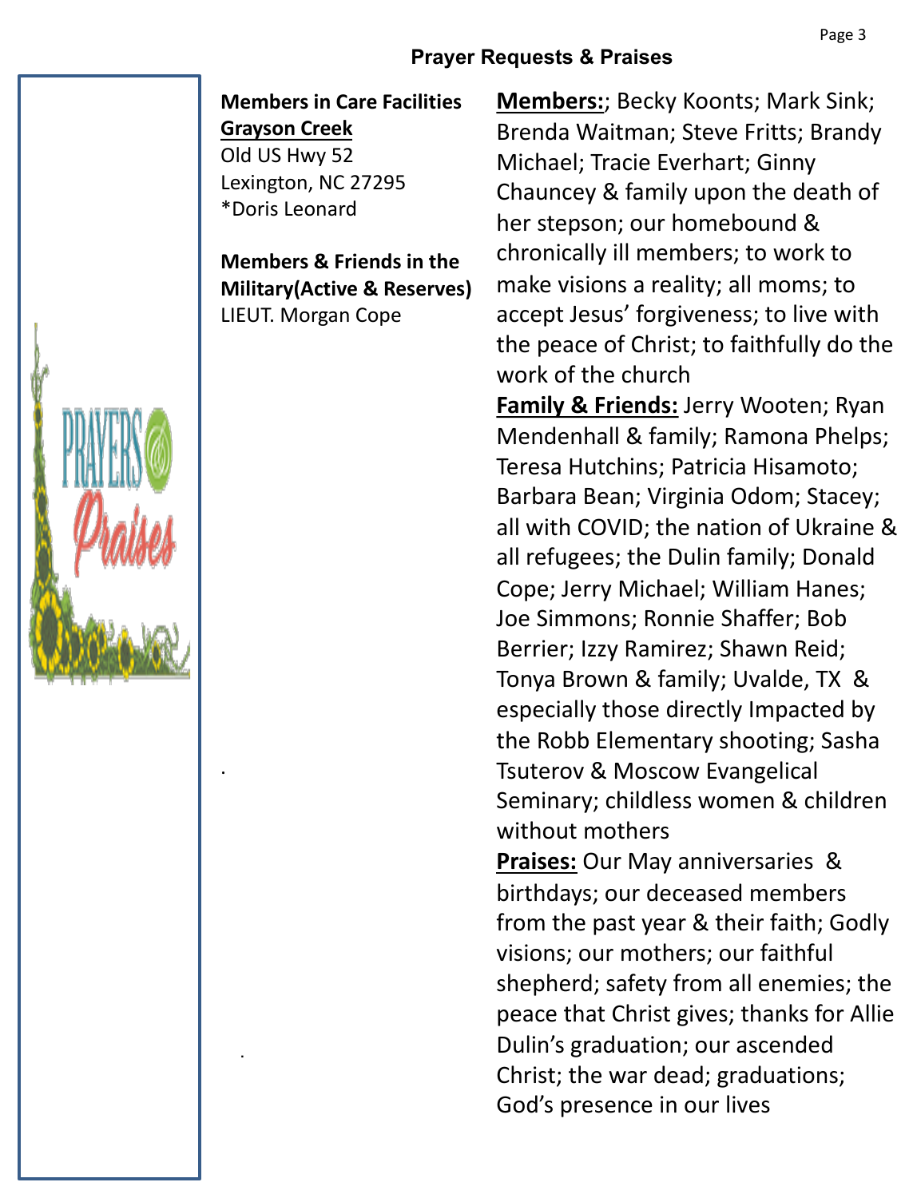## Prayer Requests & Praises

**Members in Care Facilities**

**Grayson Creek**

Old US Hwy 52
Lexington, NC 27295
*Doris Leonard

**Members & Friends in the Military(Active & Reserves)**

LIEUT. Morgan Cope

**Members:**; Becky Koonts; Mark Sink; Brenda Waitman; Steve Fritts; Brandy Michael; Tracie Everhart; Ginny Chauncey & family upon the death of her stepson; our homebound & chronically ill members; to work to make visions a reality; all moms; to accept Jesus' forgiveness; to live with the peace of Christ; to faithfully do the work of the church

**Family & Friends:** Jerry Wooten; Ryan Mendenhall & family; Ramona Phelps; Teresa Hutchins; Patricia Hisamoto; Barbara Bean; Virginia Odom; Stacey; all with COVID; the nation of Ukraine & all refugees; the Dulin family; Donald Cope; Jerry Michael; William Hanes; Joe Simmons; Ronnie Shaffer; Bob Berrier; Izzy Ramirez; Shawn Reid; Tonya Brown & family; Uvalde, TX & especially those directly Impacted by the Robb Elementary shooting; Sasha Tsuterov & Moscow Evangelical Seminary; childless women & children without mothers

**Praises:** Our May anniversaries & birthdays; our deceased members from the past year & their faith; Godly visions; our mothers; our faithful shepherd; safety from all enemies; the peace that Christ gives; thanks for Allie Dulin's graduation; our ascended Christ; the war dead; graduations; God's presence in our lives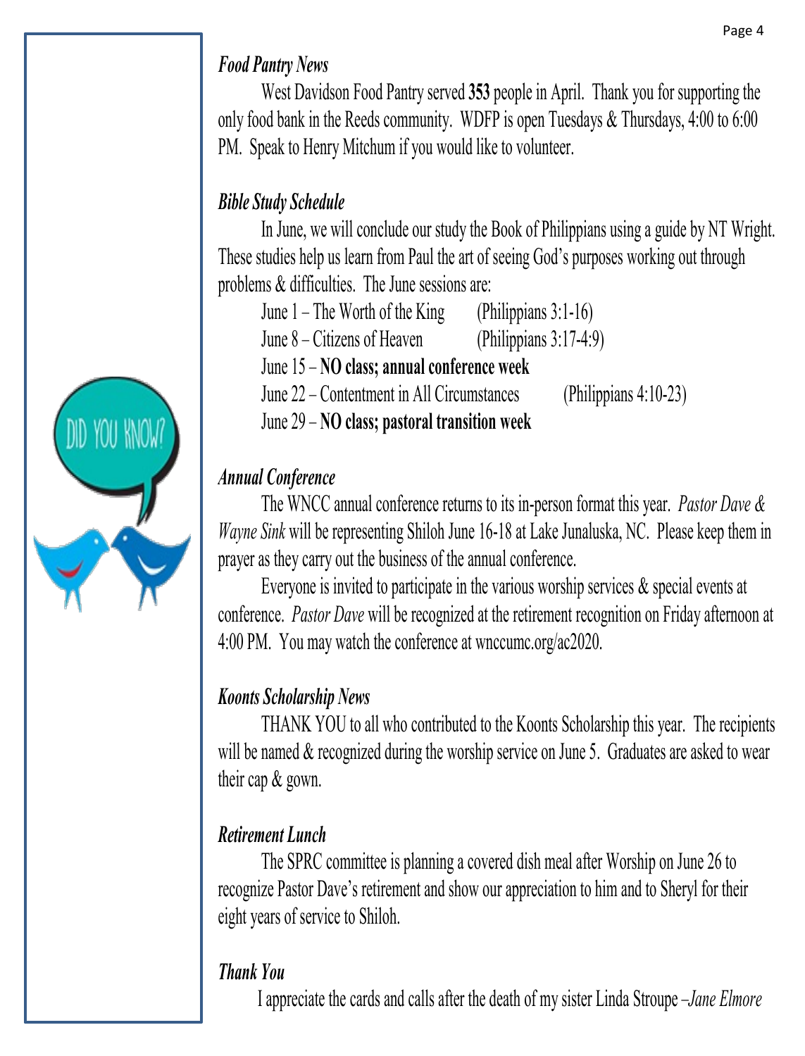### *Food Pantry News*

West Davidson Food Pantry served **353** people in April. Thank you for supporting the only food bank in the Reeds community. WDFP is open Tuesdays & Thursdays, 4:00 to 6:00 PM. Speak to Henry Mitchum if you would like to volunteer.

### *Bible Study Schedule*

In June, we will conclude our study the Book of Philippians using a guide by NT Wright. These studies help us learn from Paul the art of seeing God's purposes working out through problems & difficulties. The June sessions are:

- June 1 – The Worth of the King (Philippians 3:1-16)
- June 8 – Citizens of Heaven (Philippians 3:17-4:9)
- June 15 – **NO class; annual conference week**
- June 22 – Contentment in All Circumstances (Philippians 4:10-23)
- June 29 – **NO class; pastoral transition week**

### *Annual Conference*

The WNCC annual conference returns to its in-person format this year. *Pastor Dave & Wayne Sink* will be representing Shiloh June 16-18 at Lake Junaluska, NC. Please keep them in prayer as they carry out the business of the annual conference.

Everyone is invited to participate in the various worship services & special events at conference. *Pastor Dave* will be recognized at the retirement recognition on Friday afternoon at 4:00 PM. You may watch the conference at wnccumc.org/ac2020.

### *Koonts Scholarship News*

THANK YOU to all who contributed to the Koonts Scholarship this year. The recipients will be named & recognized during the worship service on June 5. Graduates are asked to wear their cap & gown.

### *Retirement Lunch*

The SPRC committee is planning a covered dish meal after Worship on June 26 to recognize Pastor Dave's retirement and show our appreciation to him and to Sheryl for their eight years of service to Shiloh.

### *Thank You*

I appreciate the cards and calls after the death of my sister Linda Stroupe –*Jane Elmore*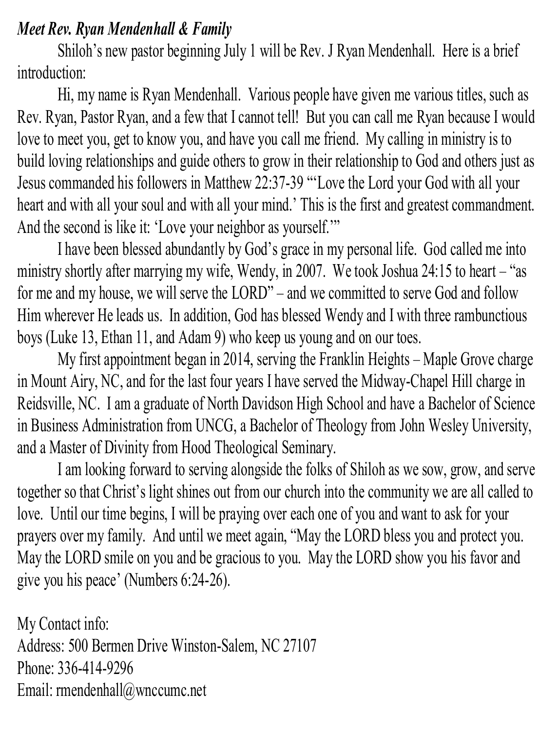***Meet Rev. Ryan Mendenhall & Family***

Shiloh's new pastor beginning July 1 will be Rev. J Ryan Mendenhall. Here is a brief introduction:

Hi, my name is Ryan Mendenhall. Various people have given me various titles, such as Rev. Ryan, Pastor Ryan, and a few that I cannot tell! But you can call me Ryan because I would love to meet you, get to know you, and have you call me friend. My calling in ministry is to build loving relationships and guide others to grow in their relationship to God and others just as Jesus commanded his followers in Matthew 22:37-39 "'Love the Lord your God with all your heart and with all your soul and with all your mind.' This is the first and greatest commandment. And the second is like it: 'Love your neighbor as yourself.'"

I have been blessed abundantly by God's grace in my personal life. God called me into ministry shortly after marrying my wife, Wendy, in 2007. We took Joshua 24:15 to heart – "as for me and my house, we will serve the LORD" – and we committed to serve God and follow Him wherever He leads us. In addition, God has blessed Wendy and I with three rambunctious boys (Luke 13, Ethan 11, and Adam 9) who keep us young and on our toes.

My first appointment began in 2014, serving the Franklin Heights – Maple Grove charge in Mount Airy, NC, and for the last four years I have served the Midway-Chapel Hill charge in Reidsville, NC. I am a graduate of North Davidson High School and have a Bachelor of Science in Business Administration from UNCG, a Bachelor of Theology from John Wesley University, and a Master of Divinity from Hood Theological Seminary.

I am looking forward to serving alongside the folks of Shiloh as we sow, grow, and serve together so that Christ's light shines out from our church into the community we are all called to love. Until our time begins, I will be praying over each one of you and want to ask for your prayers over my family. And until we meet again, "May the LORD bless you and protect you. May the LORD smile on you and be gracious to you. May the LORD show you his favor and give you his peace' (Numbers 6:24-26).

My Contact info:
Address: 500 Bermen Drive Winston-Salem, NC 27107
Phone: 336-414-9296
Email: rmendenhall@wnccumc.net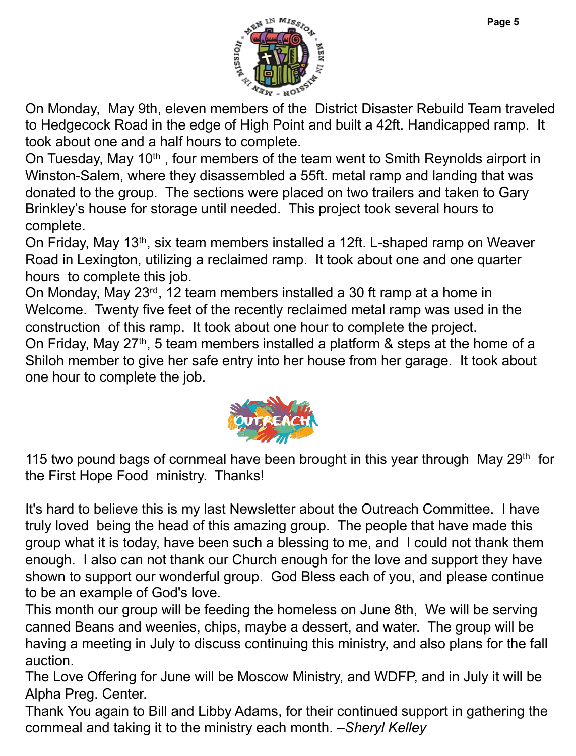On Monday, May 9th, eleven members of the District Disaster Rebuild Team traveled to Hedgecock Road in the edge of High Point and built a 42ft. Handicapped ramp. It took about one and a half hours to complete.

On Tuesday, May 10th, four members of the team went to Smith Reynolds airport in Winston-Salem, where they disassembled a 55ft. metal ramp and landing that was donated to the group. The sections were placed on two trailers and taken to Gary Brinkley's house for storage until needed. This project took several hours to complete.

On Friday, May 13th, six team members installed a 12ft. L-shaped ramp on Weaver Road in Lexington, utilizing a reclaimed ramp. It took about one and one quarter hours to complete this job.

On Monday, May 23rd, 12 team members installed a 30 ft ramp at a home in Welcome. Twenty five feet of the recently reclaimed metal ramp was used in the construction of this ramp. It took about one hour to complete the project.

On Friday, May 27th, 5 team members installed a platform & steps at the home of a Shiloh member to give her safe entry into her house from her garage. It took about one hour to complete the job.

115 two pound bags of cornmeal have been brought in this year through May 29th for the First Hope Food ministry. Thanks!

It's hard to believe this is my last Newsletter about the Outreach Committee. I have truly loved being the head of this amazing group. The people that have made this group what it is today, have been such a blessing to me, and I could not thank them enough. I also can not thank our Church enough for the love and support they have shown to support our wonderful group. God Bless each of you, and please continue to be an example of God's love.

This month our group will be feeding the homeless on June 8th, We will be serving canned Beans and weenies, chips, maybe a dessert, and water. The group will be having a meeting in July to discuss continuing this ministry, and also plans for the fall auction.

The Love Offering for June will be Moscow Ministry, and WDFP, and in July it will be Alpha Preg. Center.

Thank You again to Bill and Libby Adams, for their continued support in gathering the cornmeal and taking it to the ministry each month. –*Sheryl Kelley*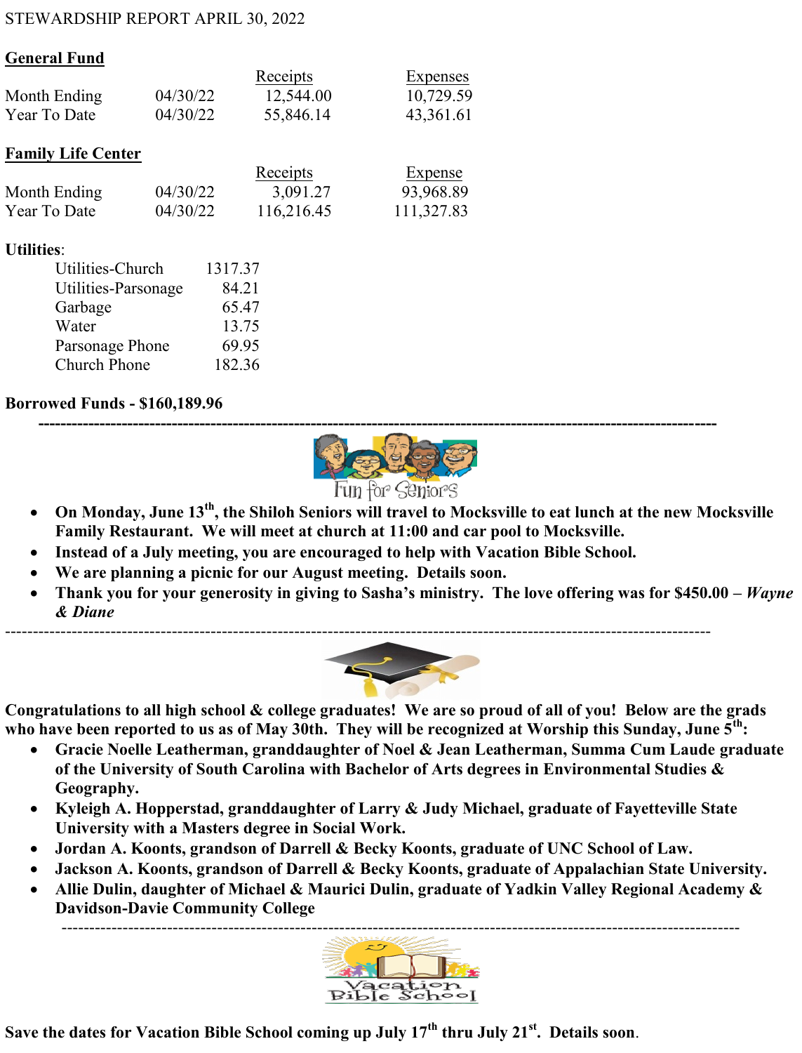STEWARDSHIP REPORT APRIL 30, 2022

**General Fund**

| | | Receipts | Expenses |
|---|---|---|---|
| Month Ending | 04/30/22 | 12,544.00 | 10,729.59 |
| Year To Date | 04/30/22 | 55,846.14 | 43,361.61 |

**Family Life Center**

| | | Receipts | Expense |
|---|---|---|---|
| Month Ending | 04/30/22 | 3,091.27 | 93,968.89 |
| Year To Date | 04/30/22 | 116,216.45 | 111,327.83 |

**Utilities**:

| | |
|---|---|
| Utilities-Church | 1317.37 |
| Utilities-Parsonage | 84.21 |
| Garbage | 65.47 |
| Water | 13.75 |
| Parsonage Phone | 69.95 |
| Church Phone | 182.36 |

**Borrowed Funds - $160,189.96**

---

Fun for Seniors

- **On Monday, June 13th, the Shiloh Seniors will travel to Mocksville to eat lunch at the new Mocksville Family Restaurant. We will meet at church at 11:00 and car pool to Mocksville.**
- **Instead of a July meeting, you are encouraged to help with Vacation Bible School.**
- **We are planning a picnic for our August meeting. Details soon.**
- **Thank you for your generosity in giving to Sasha's ministry. The love offering was for $450.00 – *Wayne & Diane***

---

**Congratulations to all high school & college graduates! We are so proud of all of you! Below are the grads who have been reported to us as of May 30th. They will be recognized at Worship this Sunday, June 5th:**

- **Gracie Noelle Leatherman, granddaughter of Noel & Jean Leatherman, Summa Cum Laude graduate of the University of South Carolina with Bachelor of Arts degrees in Environmental Studies & Geography.**
- **Kyleigh A. Hopperstad, granddaughter of Larry & Judy Michael, graduate of Fayetteville State University with a Masters degree in Social Work.**
- **Jordan A. Koonts, grandson of Darrell & Becky Koonts, graduate of UNC School of Law.**
- **Jackson A. Koonts, grandson of Darrell & Becky Koonts, graduate of Appalachian State University.**
- **Allie Dulin, daughter of Michael & Maurici Dulin, graduate of Yadkin Valley Regional Academy & Davidson-Davie Community College**

---

Vacation Bible School

**Save the dates for Vacation Bible School coming up July 17th thru July 21st. Details soon.**